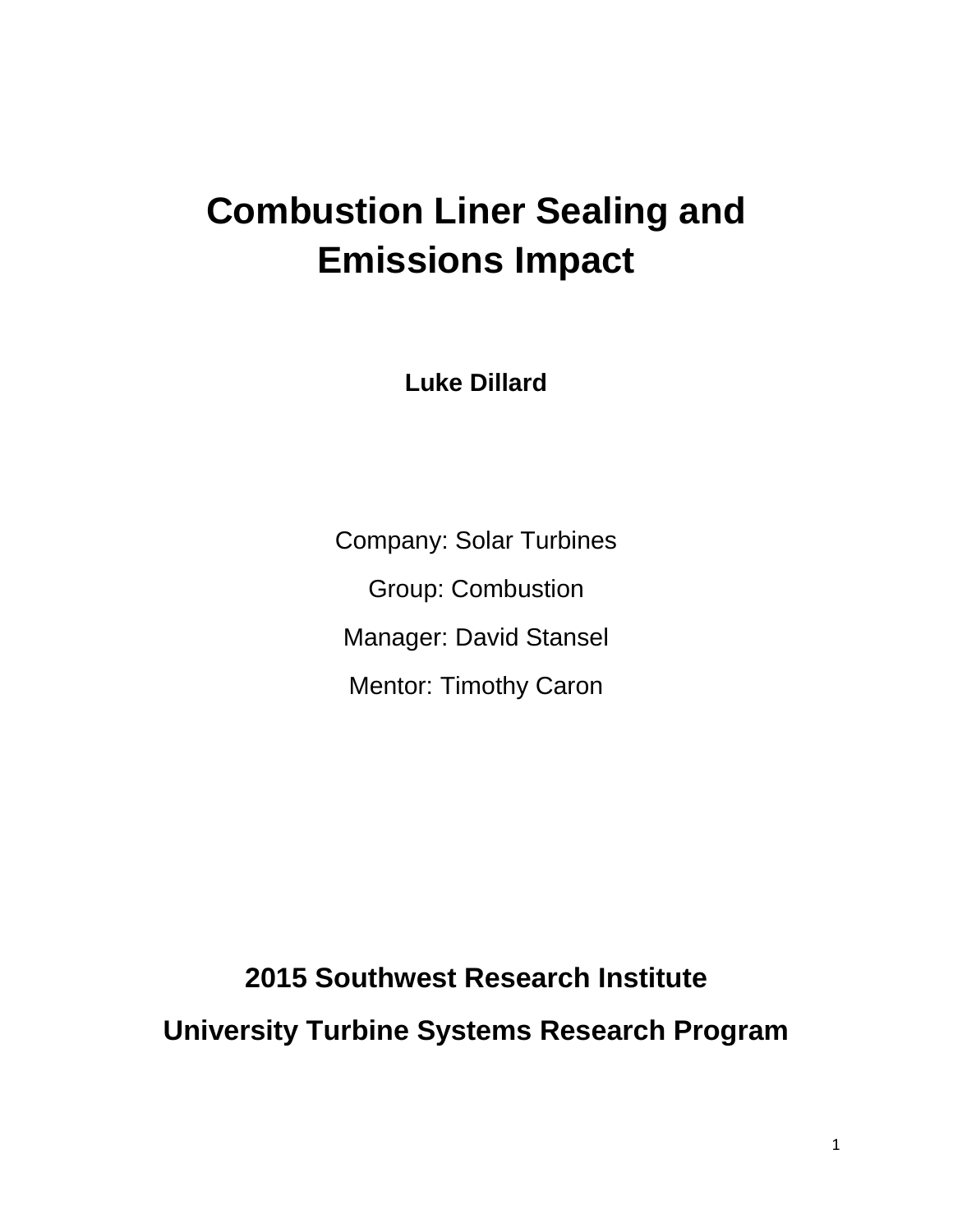# Combustion Liner Sealing and Emissions Impact

**Luke Dillard**

Company: Solar Turbines

Group: Combustion

Manager: David Stansel

Mentor: Timothy Caron

**2015 Southwest Research Institute**

**University Turbine Systems Research Program**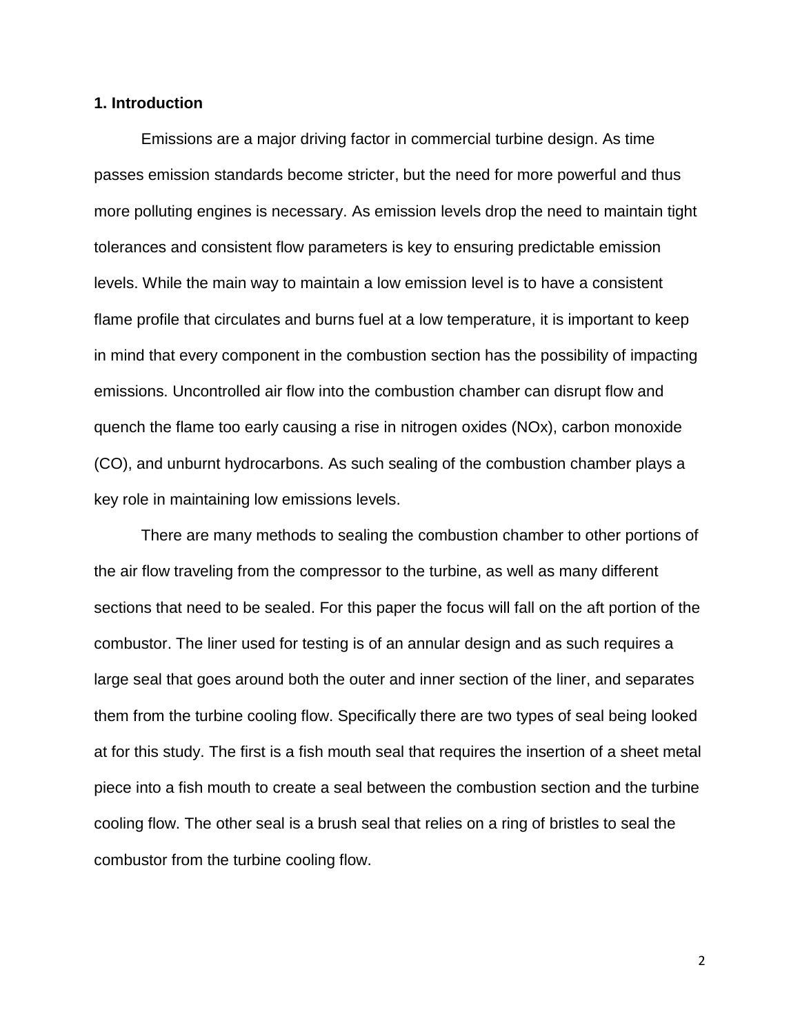## 1. Introduction

Emissions are a major driving factor in commercial turbine design. As time passes emission standards become stricter, but the need for more powerful and thus more polluting engines is necessary. As emission levels drop the need to maintain tight tolerances and consistent flow parameters is key to ensuring predictable emission levels. While the main way to maintain a low emission level is to have a consistent flame profile that circulates and burns fuel at a low temperature, it is important to keep in mind that every component in the combustion section has the possibility of impacting emissions. Uncontrolled air flow into the combustion chamber can disrupt flow and quench the flame too early causing a rise in nitrogen oxides (NOx), carbon monoxide (CO), and unburnt hydrocarbons. As such sealing of the combustion chamber plays a key role in maintaining low emissions levels.

There are many methods to sealing the combustion chamber to other portions of the air flow traveling from the compressor to the turbine, as well as many different sections that need to be sealed. For this paper the focus will fall on the aft portion of the combustor. The liner used for testing is of an annular design and as such requires a large seal that goes around both the outer and inner section of the liner, and separates them from the turbine cooling flow. Specifically there are two types of seal being looked at for this study. The first is a fish mouth seal that requires the insertion of a sheet metal piece into a fish mouth to create a seal between the combustion section and the turbine cooling flow. The other seal is a brush seal that relies on a ring of bristles to seal the combustor from the turbine cooling flow.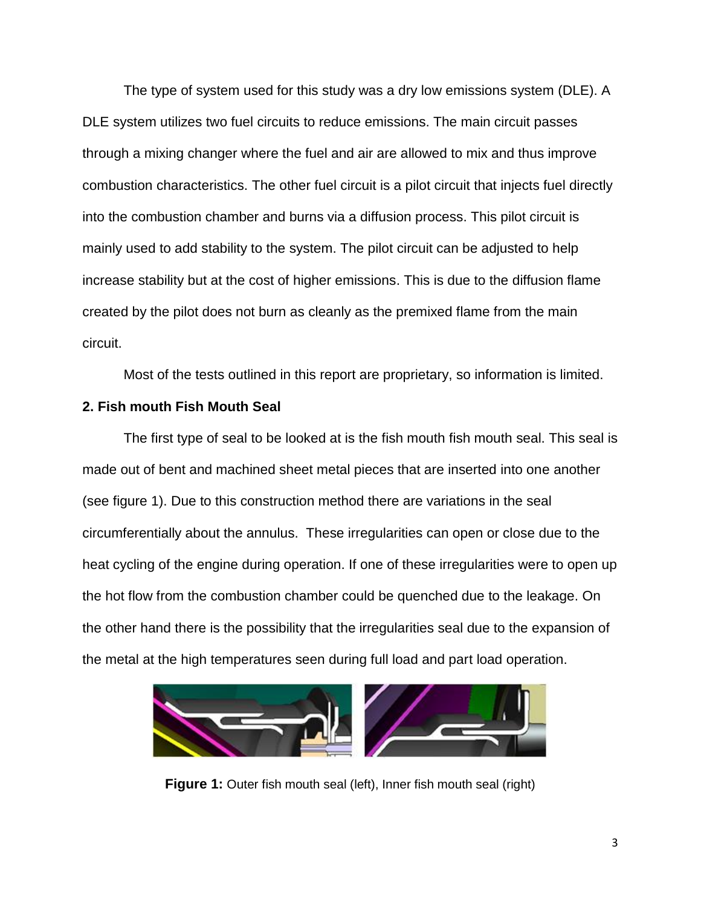The type of system used for this study was a dry low emissions system (DLE). A DLE system utilizes two fuel circuits to reduce emissions. The main circuit passes through a mixing changer where the fuel and air are allowed to mix and thus improve combustion characteristics. The other fuel circuit is a pilot circuit that injects fuel directly into the combustion chamber and burns via a diffusion process. This pilot circuit is mainly used to add stability to the system. The pilot circuit can be adjusted to help increase stability but at the cost of higher emissions. This is due to the diffusion flame created by the pilot does not burn as cleanly as the premixed flame from the main circuit.

Most of the tests outlined in this report are proprietary, so information is limited.

## 2. Fish mouth Fish Mouth Seal

The first type of seal to be looked at is the fish mouth fish mouth seal. This seal is made out of bent and machined sheet metal pieces that are inserted into one another (see figure 1). Due to this construction method there are variations in the seal circumferentially about the annulus. These irregularities can open or close due to the heat cycling of the engine during operation. If one of these irregularities were to open up the hot flow from the combustion chamber could be quenched due to the leakage. On the other hand there is the possibility that the irregularities seal due to the expansion of the metal at the high temperatures seen during full load and part load operation.

**Figure 1:** Outer fish mouth seal (left), Inner fish mouth seal (right)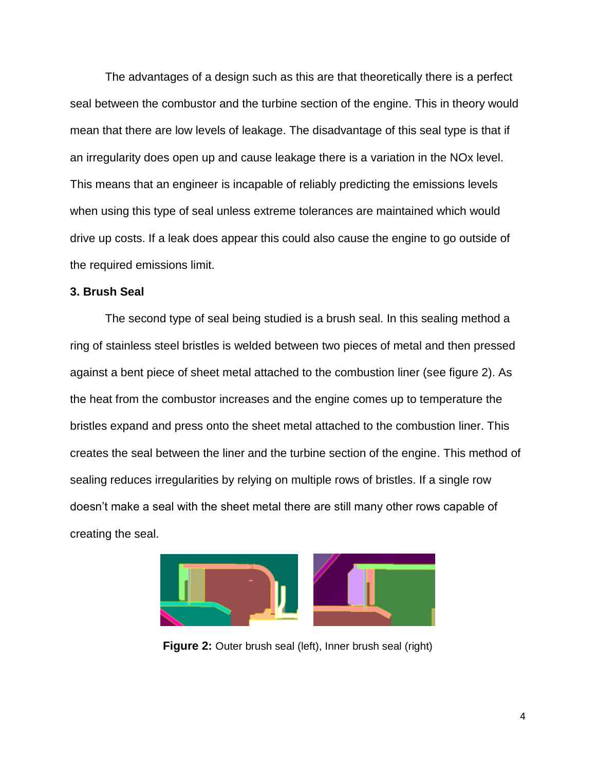The advantages of a design such as this are that theoretically there is a perfect seal between the combustor and the turbine section of the engine. This in theory would mean that there are low levels of leakage. The disadvantage of this seal type is that if an irregularity does open up and cause leakage there is a variation in the NOx level. This means that an engineer is incapable of reliably predicting the emissions levels when using this type of seal unless extreme tolerances are maintained which would drive up costs. If a leak does appear this could also cause the engine to go outside of the required emissions limit.

### 3. Brush Seal

The second type of seal being studied is a brush seal. In this sealing method a ring of stainless steel bristles is welded between two pieces of metal and then pressed against a bent piece of sheet metal attached to the combustion liner (see figure 2). As the heat from the combustor increases and the engine comes up to temperature the bristles expand and press onto the sheet metal attached to the combustion liner. This creates the seal between the liner and the turbine section of the engine. This method of sealing reduces irregularities by relying on multiple rows of bristles. If a single row doesn't make a seal with the sheet metal there are still many other rows capable of creating the seal.

**Figure 2:** Outer brush seal (left), Inner brush seal (right)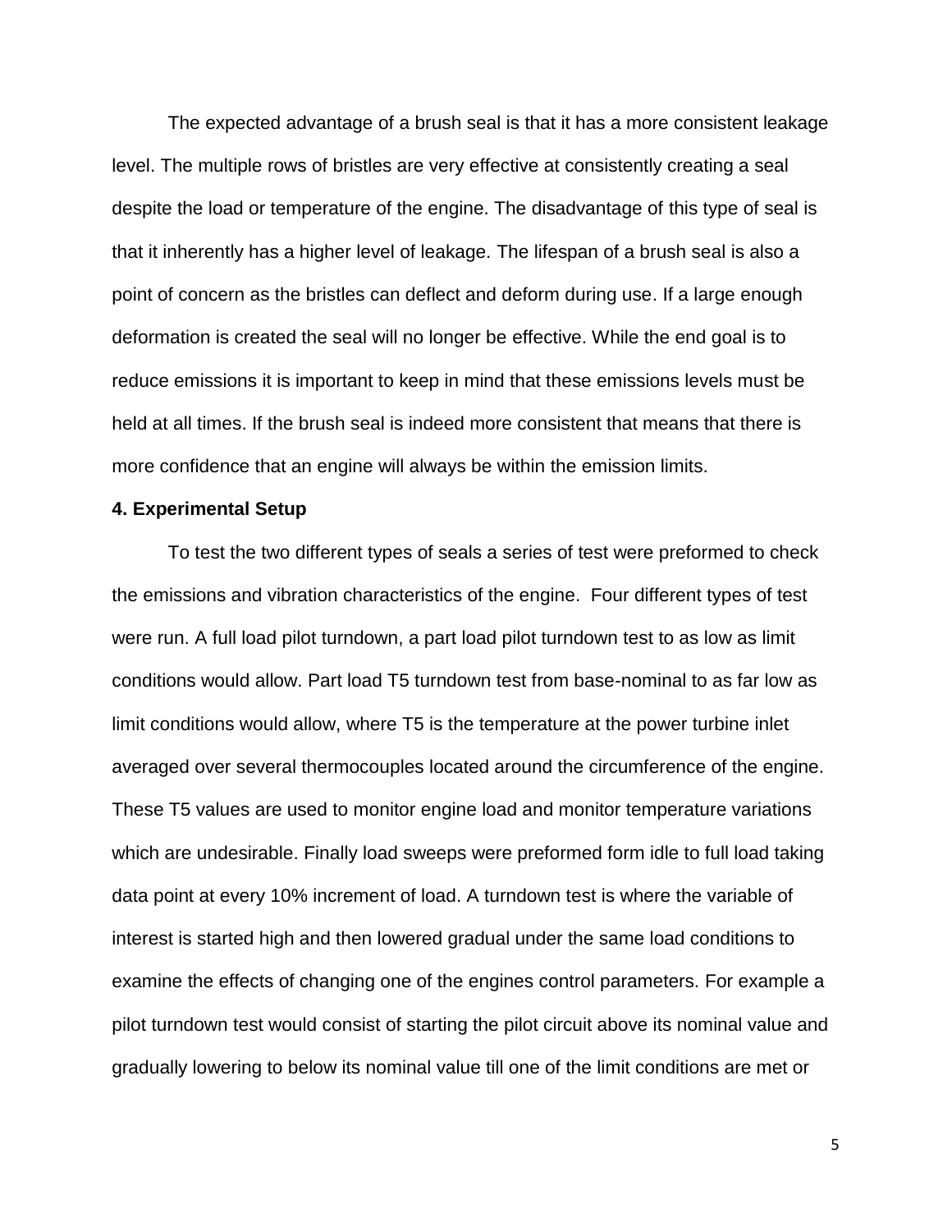The expected advantage of a brush seal is that it has a more consistent leakage level. The multiple rows of bristles are very effective at consistently creating a seal despite the load or temperature of the engine. The disadvantage of this type of seal is that it inherently has a higher level of leakage. The lifespan of a brush seal is also a point of concern as the bristles can deflect and deform during use. If a large enough deformation is created the seal will no longer be effective. While the end goal is to reduce emissions it is important to keep in mind that these emissions levels must be held at all times. If the brush seal is indeed more consistent that means that there is more confidence that an engine will always be within the emission limits.

**4. Experimental Setup**

To test the two different types of seals a series of test were preformed to check the emissions and vibration characteristics of the engine. Four different types of test were run. A full load pilot turndown, a part load pilot turndown test to as low as limit conditions would allow. Part load T5 turndown test from base-nominal to as far low as limit conditions would allow, where T5 is the temperature at the power turbine inlet averaged over several thermocouples located around the circumference of the engine. These T5 values are used to monitor engine load and monitor temperature variations which are undesirable. Finally load sweeps were preformed form idle to full load taking data point at every 10% increment of load. A turndown test is where the variable of interest is started high and then lowered gradual under the same load conditions to examine the effects of changing one of the engines control parameters. For example a pilot turndown test would consist of starting the pilot circuit above its nominal value and gradually lowering to below its nominal value till one of the limit conditions are met or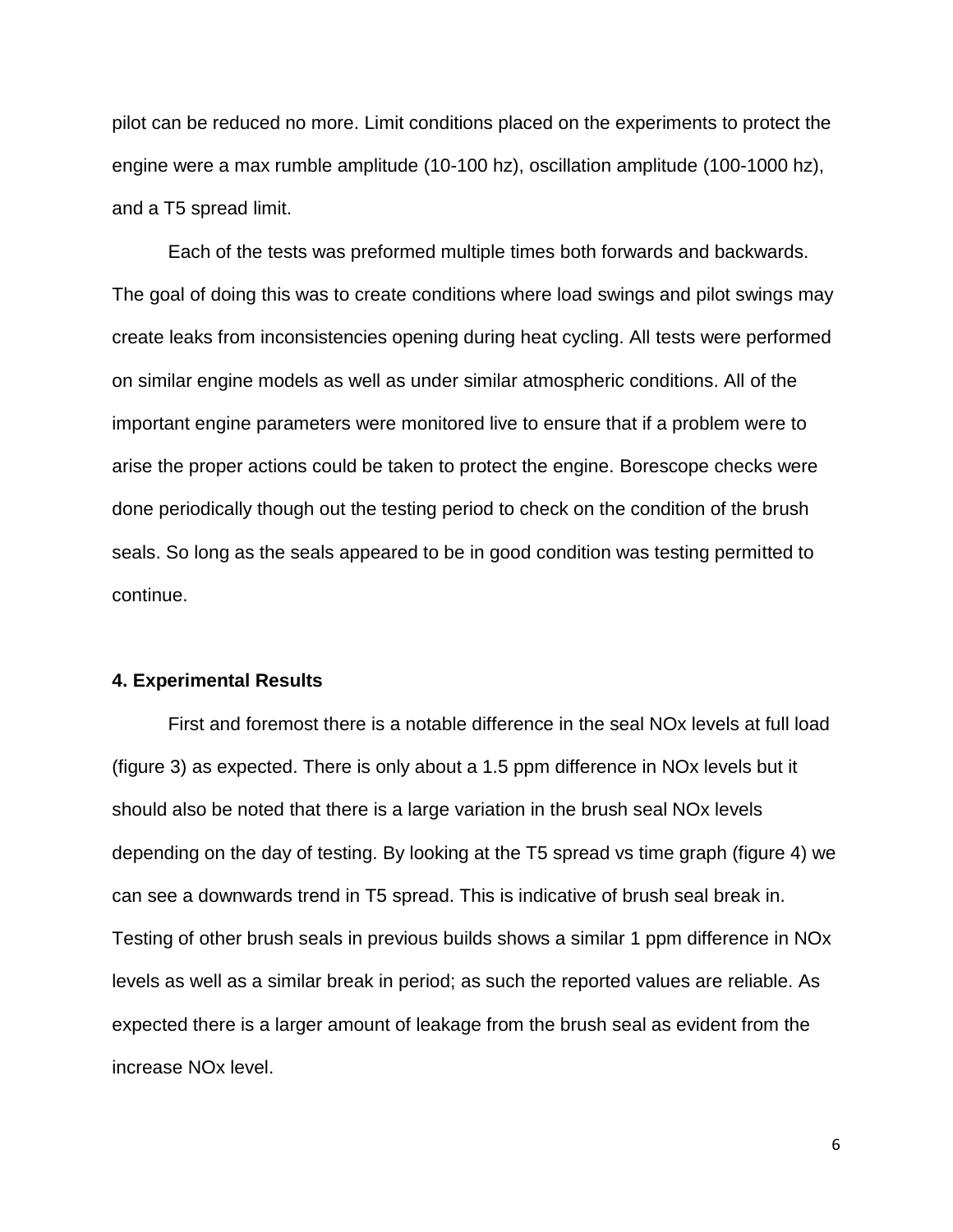pilot can be reduced no more. Limit conditions placed on the experiments to protect the engine were a max rumble amplitude (10-100 hz), oscillation amplitude (100-1000 hz), and a T5 spread limit.

Each of the tests was preformed multiple times both forwards and backwards. The goal of doing this was to create conditions where load swings and pilot swings may create leaks from inconsistencies opening during heat cycling. All tests were performed on similar engine models as well as under similar atmospheric conditions. All of the important engine parameters were monitored live to ensure that if a problem were to arise the proper actions could be taken to protect the engine. Borescope checks were done periodically though out the testing period to check on the condition of the brush seals. So long as the seals appeared to be in good condition was testing permitted to continue.

### 4. Experimental Results

First and foremost there is a notable difference in the seal NOx levels at full load (figure 3) as expected. There is only about a 1.5 ppm difference in NOx levels but it should also be noted that there is a large variation in the brush seal NOx levels depending on the day of testing. By looking at the T5 spread vs time graph (figure 4) we can see a downwards trend in T5 spread. This is indicative of brush seal break in. Testing of other brush seals in previous builds shows a similar 1 ppm difference in NOx levels as well as a similar break in period; as such the reported values are reliable. As expected there is a larger amount of leakage from the brush seal as evident from the increase NOx level.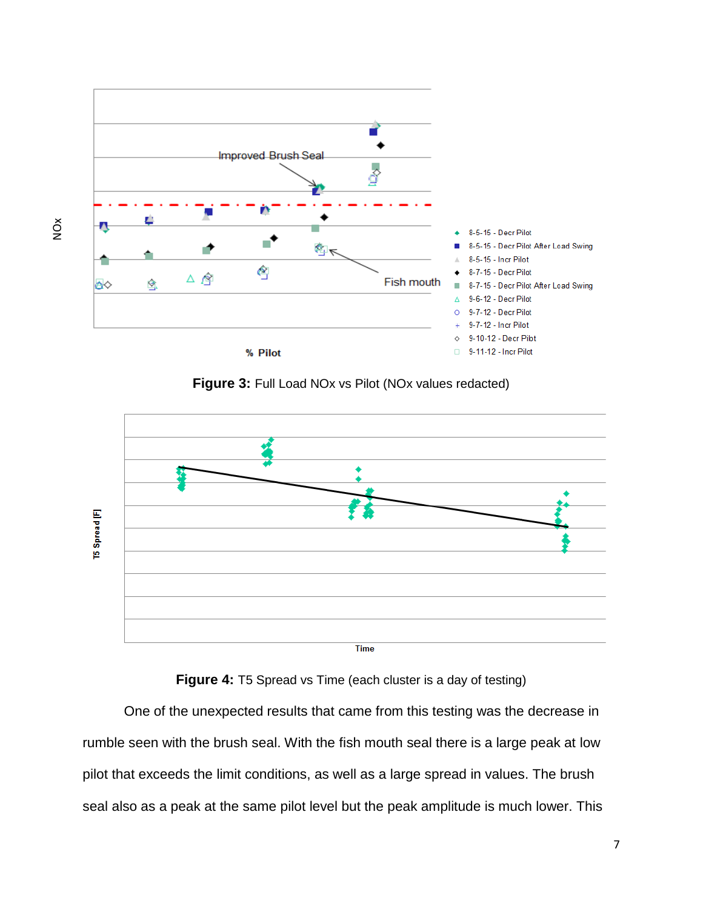**Figure 3:** Full Load NOx vs Pilot (NOx values redacted)

**Figure 4:** T5 Spread vs Time (each cluster is a day of testing)

One of the unexpected results that came from this testing was the decrease in rumble seen with the brush seal. With the fish mouth seal there is a large peak at low pilot that exceeds the limit conditions, as well as a large spread in values. The brush seal also as a peak at the same pilot level but the peak amplitude is much lower. This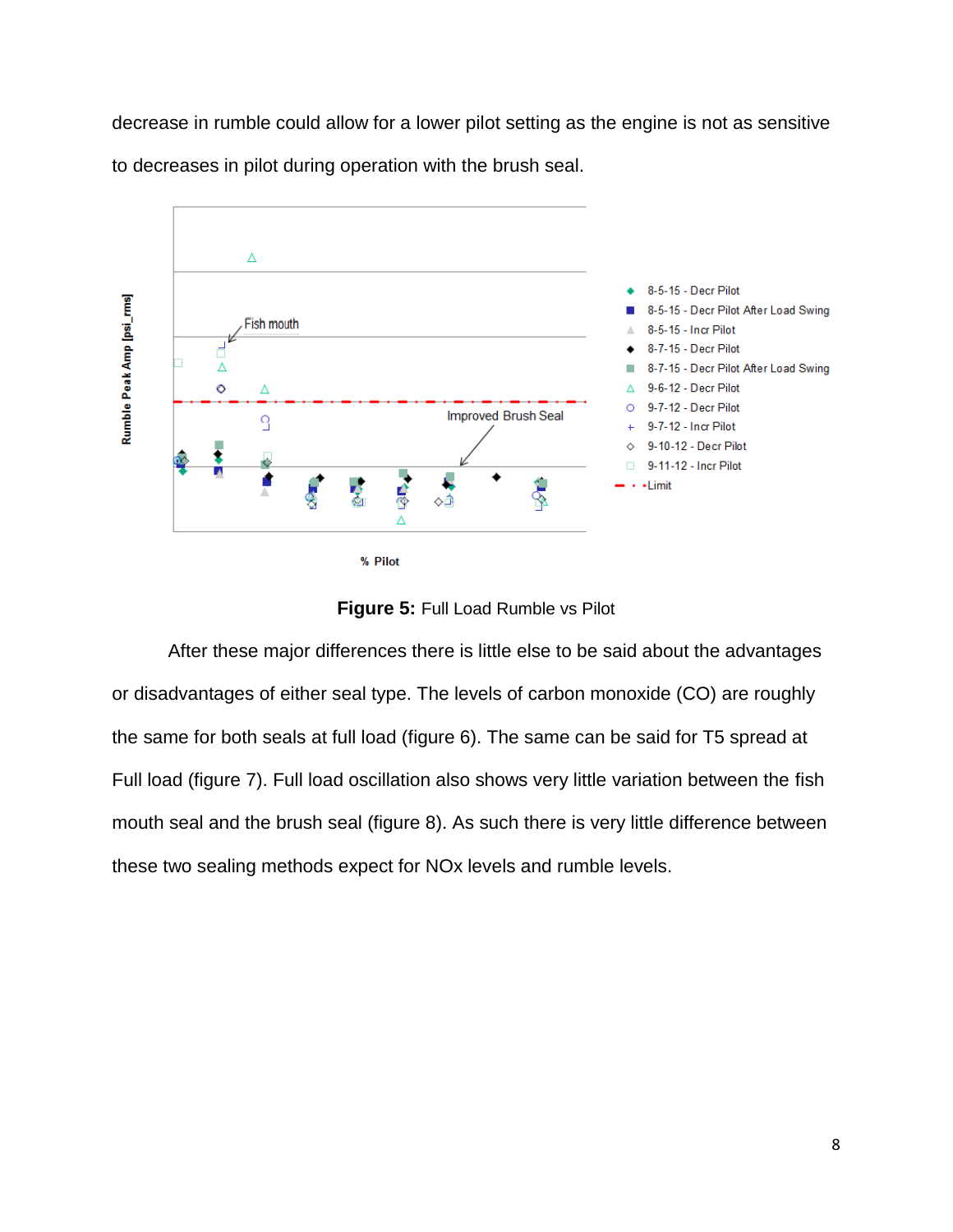decrease in rumble could allow for a lower pilot setting as the engine is not as sensitive to decreases in pilot during operation with the brush seal.

**Figure 5:** Full Load Rumble vs Pilot

After these major differences there is little else to be said about the advantages or disadvantages of either seal type. The levels of carbon monoxide (CO) are roughly the same for both seals at full load (figure 6). The same can be said for T5 spread at Full load (figure 7). Full load oscillation also shows very little variation between the fish mouth seal and the brush seal (figure 8). As such there is very little difference between these two sealing methods expect for NOx levels and rumble levels.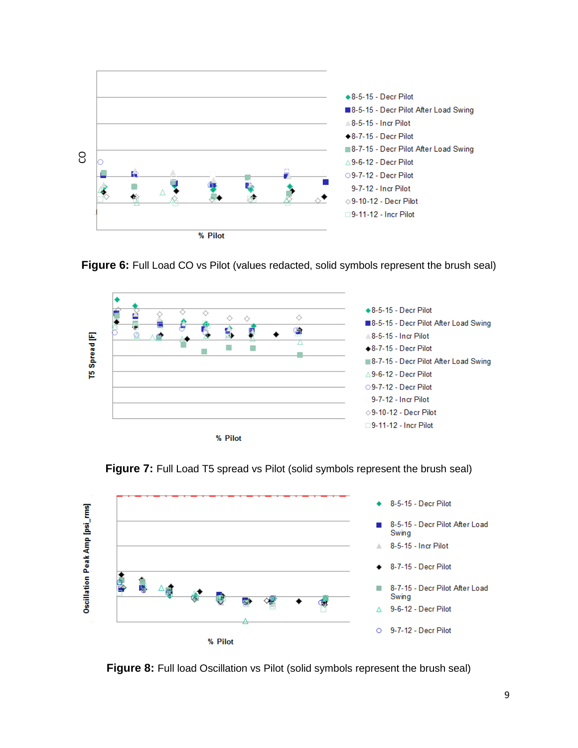**Figure 6:** Full Load CO vs Pilot (values redacted, solid symbols represent the brush seal)

**Figure 7:** Full Load T5 spread vs Pilot (solid symbols represent the brush seal)

**Figure 8:** Full load Oscillation vs Pilot (solid symbols represent the brush seal)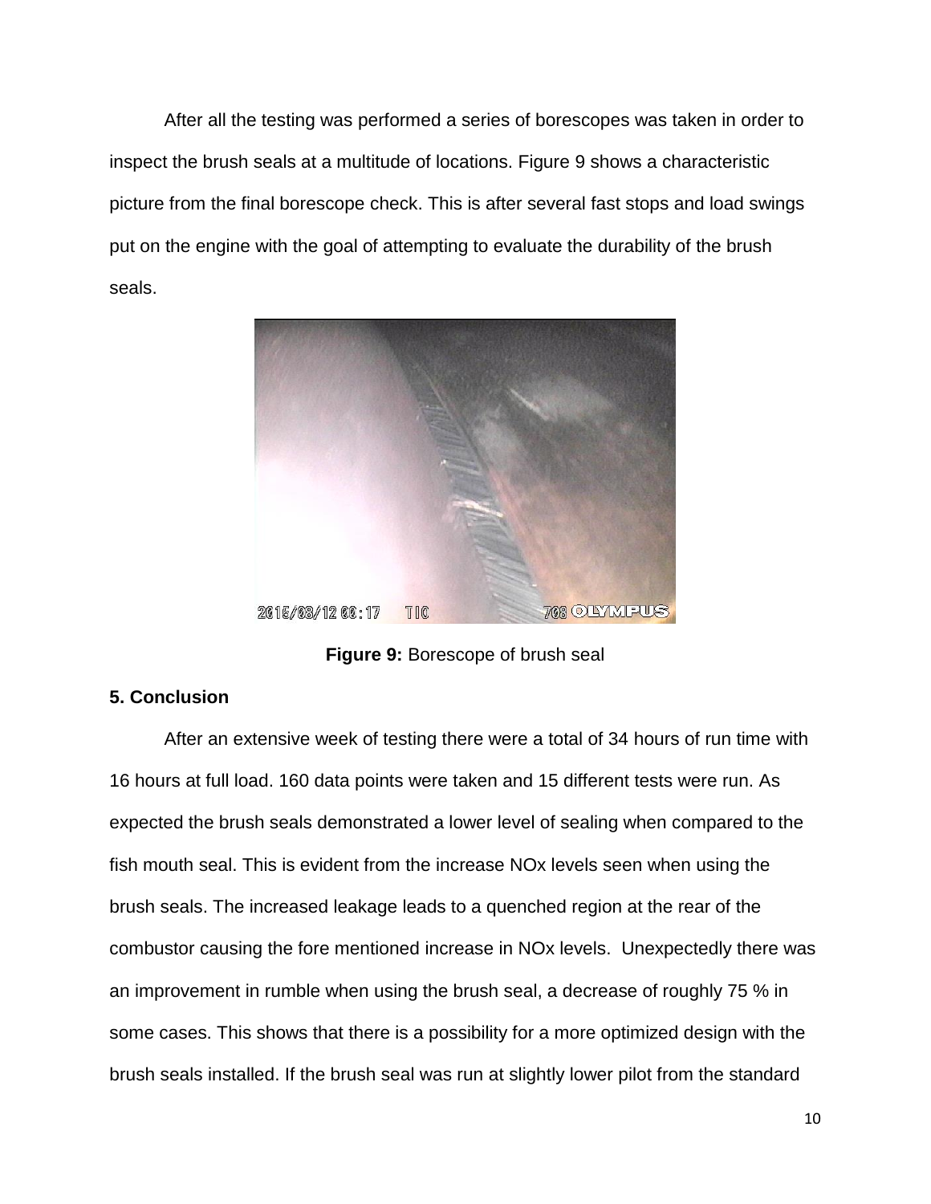After all the testing was performed a series of borescopes was taken in order to inspect the brush seals at a multitude of locations. Figure 9 shows a characteristic picture from the final borescope check. This is after several fast stops and load swings put on the engine with the goal of attempting to evaluate the durability of the brush seals.

**Figure 9:** Borescope of brush seal

## 5. Conclusion

After an extensive week of testing there were a total of 34 hours of run time with 16 hours at full load. 160 data points were taken and 15 different tests were run. As expected the brush seals demonstrated a lower level of sealing when compared to the fish mouth seal. This is evident from the increase NOx levels seen when using the brush seals. The increased leakage leads to a quenched region at the rear of the combustor causing the fore mentioned increase in NOx levels. Unexpectedly there was an improvement in rumble when using the brush seal, a decrease of roughly 75 % in some cases. This shows that there is a possibility for a more optimized design with the brush seals installed. If the brush seal was run at slightly lower pilot from the standard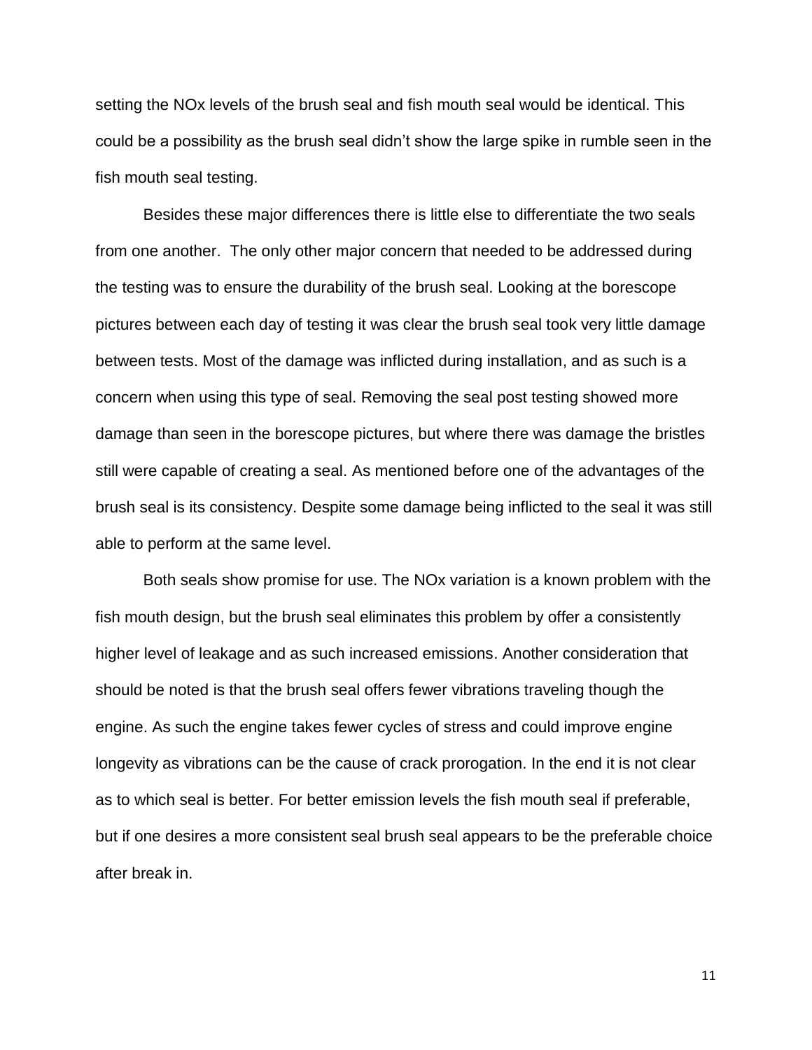setting the NOx levels of the brush seal and fish mouth seal would be identical. This could be a possibility as the brush seal didn't show the large spike in rumble seen in the fish mouth seal testing.

Besides these major differences there is little else to differentiate the two seals from one another. The only other major concern that needed to be addressed during the testing was to ensure the durability of the brush seal. Looking at the borescope pictures between each day of testing it was clear the brush seal took very little damage between tests. Most of the damage was inflicted during installation, and as such is a concern when using this type of seal. Removing the seal post testing showed more damage than seen in the borescope pictures, but where there was damage the bristles still were capable of creating a seal. As mentioned before one of the advantages of the brush seal is its consistency. Despite some damage being inflicted to the seal it was still able to perform at the same level.

Both seals show promise for use. The NOx variation is a known problem with the fish mouth design, but the brush seal eliminates this problem by offer a consistently higher level of leakage and as such increased emissions. Another consideration that should be noted is that the brush seal offers fewer vibrations traveling though the engine. As such the engine takes fewer cycles of stress and could improve engine longevity as vibrations can be the cause of crack prorogation. In the end it is not clear as to which seal is better. For better emission levels the fish mouth seal if preferable, but if one desires a more consistent seal brush seal appears to be the preferable choice after break in.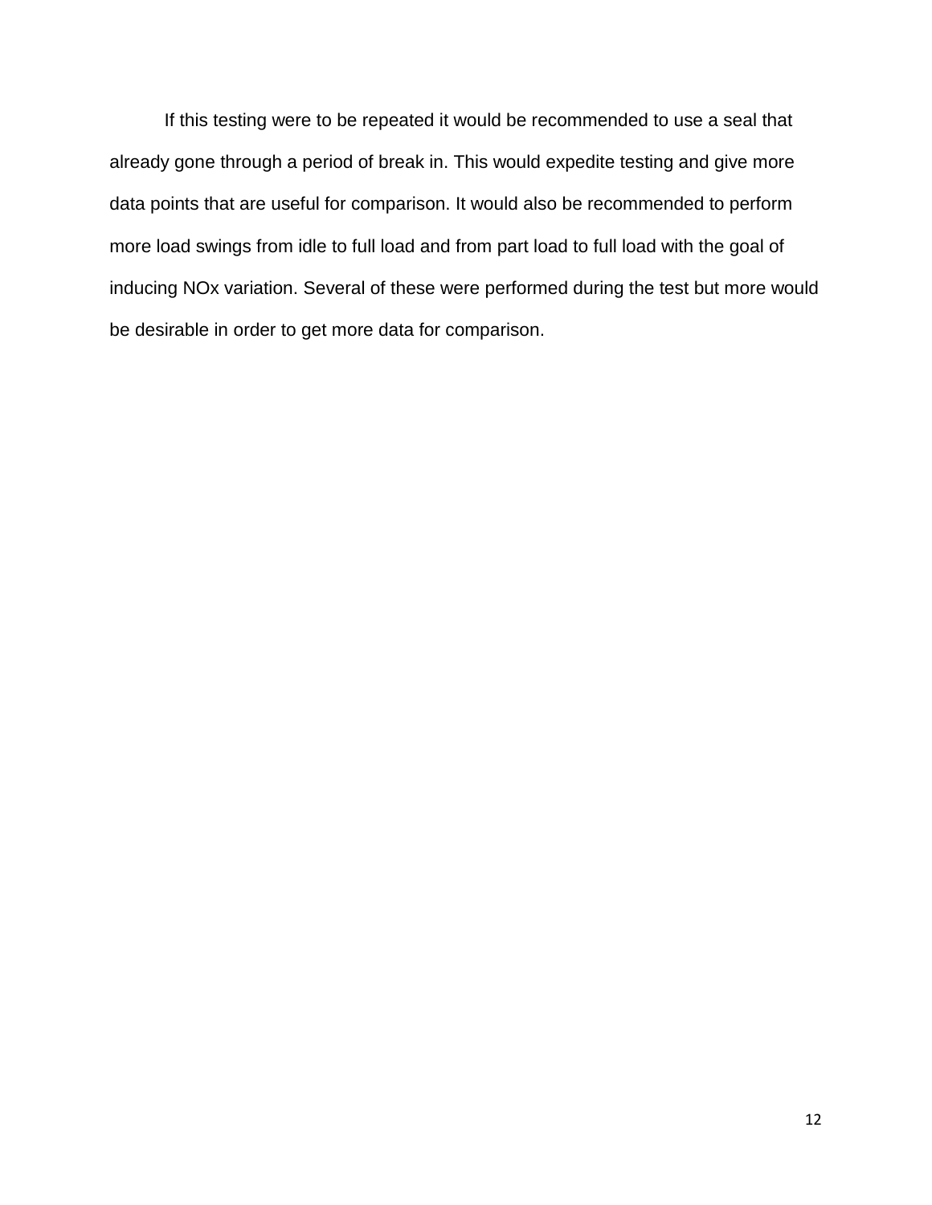If this testing were to be repeated it would be recommended to use a seal that already gone through a period of break in. This would expedite testing and give more data points that are useful for comparison. It would also be recommended to perform more load swings from idle to full load and from part load to full load with the goal of inducing NOx variation. Several of these were performed during the test but more would be desirable in order to get more data for comparison.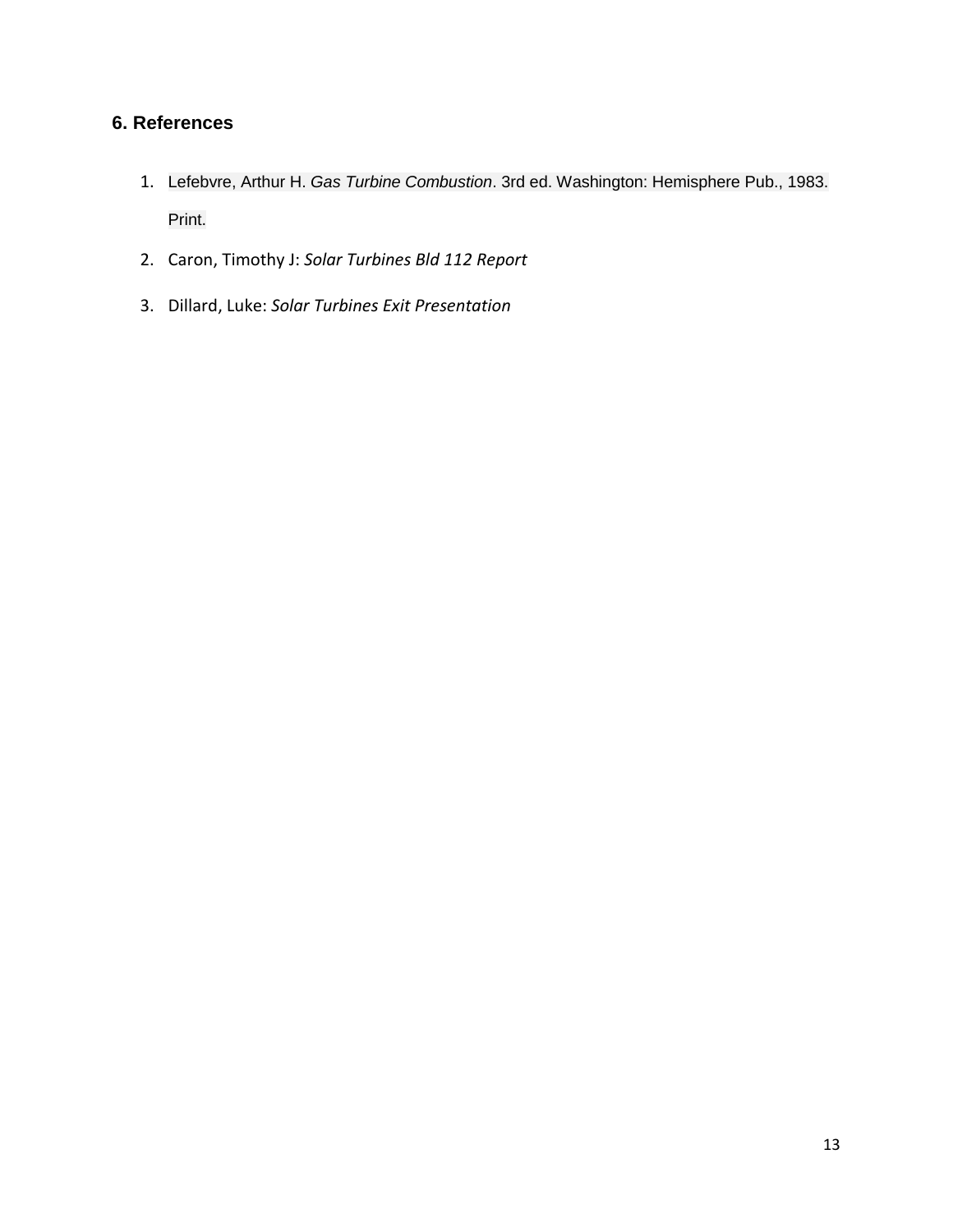## 6. References

1. Lefebvre, Arthur H. *Gas Turbine Combustion*. 3rd ed. Washington: Hemisphere Pub., 1983. Print.
2. Caron, Timothy J: *Solar Turbines Bld 112 Report*
3. Dillard, Luke: *Solar Turbines Exit Presentation*